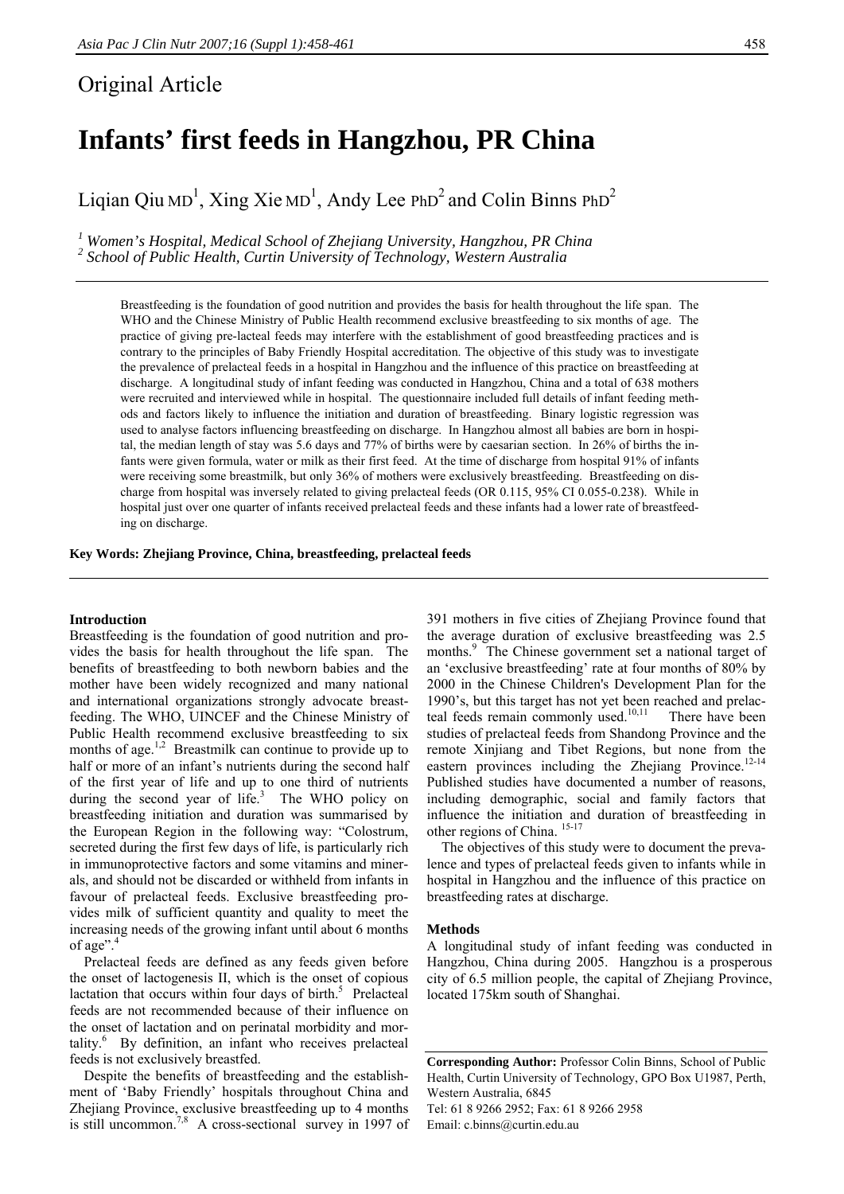Original Article

# Infants' first feeds in Hangzhou, PR China

Liqian Qiu MD[1], Xing Xie MD[1], Andy Lee PhD[2] and Colin Binns PhD[2]

*[1] Women's Hospital, Medical School of Zhejiang University, Hangzhou, PR China*
*[2] School of Public Health, Curtin University of Technology, Western Australia*

Breastfeeding is the foundation of good nutrition and provides the basis for health throughout the life span. The WHO and the Chinese Ministry of Public Health recommend exclusive breastfeeding to six months of age. The practice of giving pre-lacteal feeds may interfere with the establishment of good breastfeeding practices and is contrary to the principles of Baby Friendly Hospital accreditation. The objective of this study was to investigate the prevalence of prelacteal feeds in a hospital in Hangzhou and the influence of this practice on breastfeeding at discharge. A longitudinal study of infant feeding was conducted in Hangzhou, China and a total of 638 mothers were recruited and interviewed while in hospital. The questionnaire included full details of infant feeding methods and factors likely to influence the initiation and duration of breastfeeding. Binary logistic regression was used to analyse factors influencing breastfeeding on discharge. In Hangzhou almost all babies are born in hospital, the median length of stay was 5.6 days and 77% of births were by caesarian section. In 26% of births the infants were given formula, water or milk as their first feed. At the time of discharge from hospital 91% of infants were receiving some breastmilk, but only 36% of mothers were exclusively breastfeeding. Breastfeeding on discharge from hospital was inversely related to giving prelacteal feeds (OR 0.115, 95% CI 0.055-0.238). While in hospital just over one quarter of infants received prelacteal feeds and these infants had a lower rate of breastfeeding on discharge.

**Key Words: Zhejiang Province, China, breastfeeding, prelacteal feeds**

## Introduction

Breastfeeding is the foundation of good nutrition and provides the basis for health throughout the life span. The benefits of breastfeeding to both newborn babies and the mother have been widely recognized and many national and international organizations strongly advocate breastfeeding. The WHO, UINCEF and the Chinese Ministry of Public Health recommend exclusive breastfeeding to six months of age.[1,2] Breastmilk can continue to provide up to half or more of an infant's nutrients during the second half of the first year of life and up to one third of nutrients during the second year of life.[3] The WHO policy on breastfeeding initiation and duration was summarised by the European Region in the following way: "Colostrum, secreted during the first few days of life, is particularly rich in immunoprotective factors and some vitamins and minerals, and should not be discarded or withheld from infants in favour of prelacteal feeds. Exclusive breastfeeding provides milk of sufficient quantity and quality to meet the increasing needs of the growing infant until about 6 months of age".[4]

Prelacteal feeds are defined as any feeds given before the onset of lactogenesis II, which is the onset of copious lactation that occurs within four days of birth.[5] Prelacteal feeds are not recommended because of their influence on the onset of lactation and on perinatal morbidity and mortality.[6] By definition, an infant who receives prelacteal feeds is not exclusively breastfed.

Despite the benefits of breastfeeding and the establishment of 'Baby Friendly' hospitals throughout China and Zhejiang Province, exclusive breastfeeding up to 4 months is still uncommon.[7,8] A cross-sectional survey in 1997 of 391 mothers in five cities of Zhejiang Province found that the average duration of exclusive breastfeeding was 2.5 months.[9] The Chinese government set a national target of an 'exclusive breastfeeding' rate at four months of 80% by 2000 in the Chinese Children's Development Plan for the 1990's, but this target has not yet been reached and prelacteal feeds remain commonly used.[10,11] There have been studies of prelacteal feeds from Shandong Province and the remote Xinjiang and Tibet Regions, but none from the eastern provinces including the Zhejiang Province.[12-14] Published studies have documented a number of reasons, including demographic, social and family factors that influence the initiation and duration of breastfeeding in other regions of China.[15-17]

The objectives of this study were to document the prevalence and types of prelacteal feeds given to infants while in hospital in Hangzhou and the influence of this practice on breastfeeding rates at discharge.

## Methods

A longitudinal study of infant feeding was conducted in Hangzhou, China during 2005. Hangzhou is a prosperous city of 6.5 million people, the capital of Zhejiang Province, located 175km south of Shanghai.

**Corresponding Author:** Professor Colin Binns, School of Public Health, Curtin University of Technology, GPO Box U1987, Perth, Western Australia, 6845
Tel: 61 8 9266 2952; Fax: 61 8 9266 2958
Email: c.binns@curtin.edu.au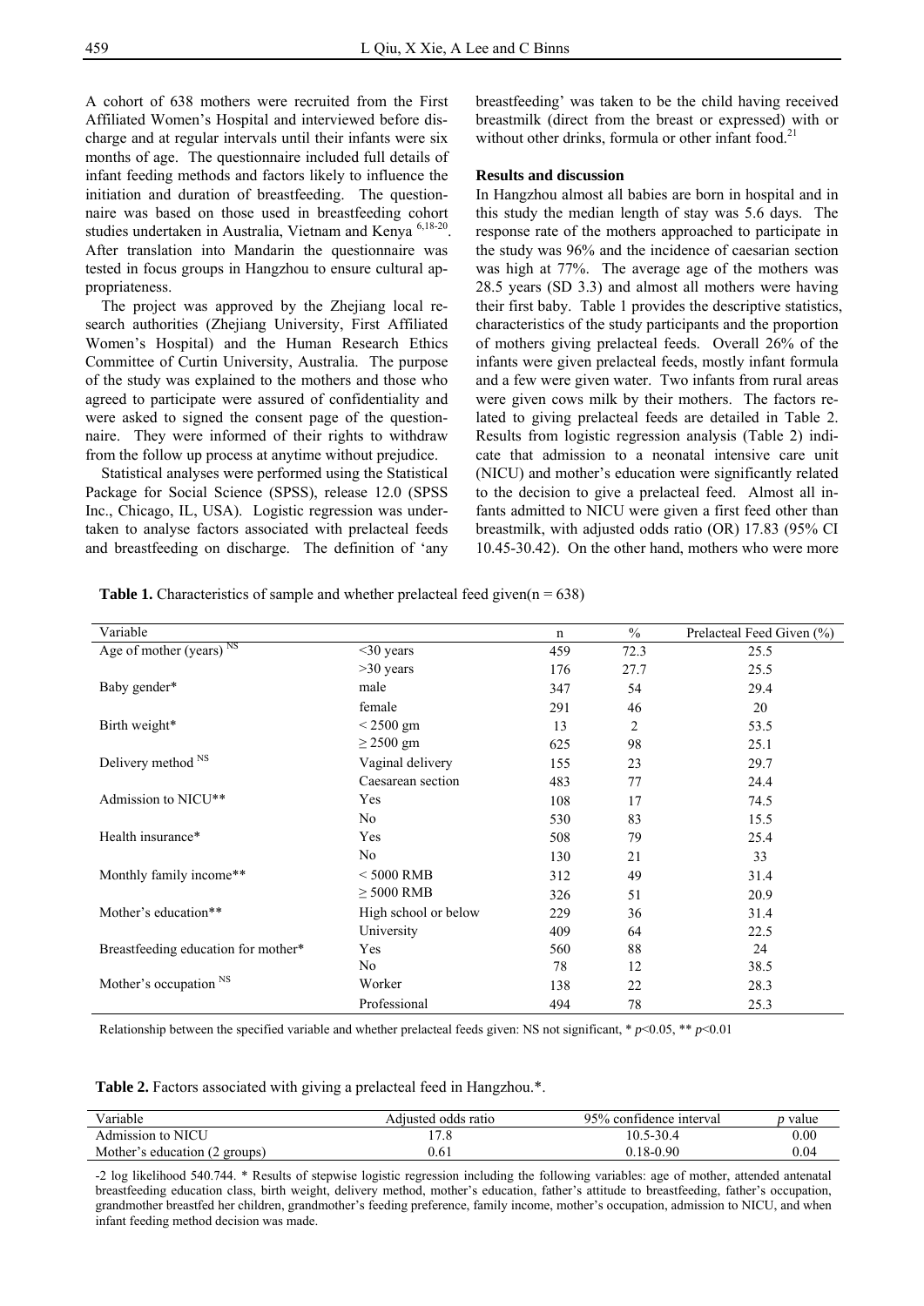A cohort of 638 mothers were recruited from the First Affiliated Women's Hospital and interviewed before discharge and at regular intervals until their infants were six months of age. The questionnaire included full details of infant feeding methods and factors likely to influence the initiation and duration of breastfeeding. The questionnaire was based on those used in breastfeeding cohort studies undertaken in Australia, Vietnam and Kenya [6,18-20]. After translation into Mandarin the questionnaire was tested in focus groups in Hangzhou to ensure cultural appropriateness.

The project was approved by the Zhejiang local research authorities (Zhejiang University, First Affiliated Women's Hospital) and the Human Research Ethics Committee of Curtin University, Australia. The purpose of the study was explained to the mothers and those who agreed to participate were assured of confidentiality and were asked to signed the consent page of the questionnaire. They were informed of their rights to withdraw from the follow up process at anytime without prejudice.

Statistical analyses were performed using the Statistical Package for Social Science (SPSS), release 12.0 (SPSS Inc., Chicago, IL, USA). Logistic regression was undertaken to analyse factors associated with prelacteal feeds and breastfeeding on discharge. The definition of 'any breastfeeding' was taken to be the child having received breastmilk (direct from the breast or expressed) with or without other drinks, formula or other infant food.[21]

## Results and discussion

In Hangzhou almost all babies are born in hospital and in this study the median length of stay was 5.6 days. The response rate of the mothers approached to participate in the study was 96% and the incidence of caesarian section was high at 77%. The average age of the mothers was 28.5 years (SD 3.3) and almost all mothers were having their first baby. Table 1 provides the descriptive statistics, characteristics of the study participants and the proportion of mothers giving prelacteal feeds. Overall 26% of the infants were given prelacteal feeds, mostly infant formula and a few were given water. Two infants from rural areas were given cows milk by their mothers. The factors related to giving prelacteal feeds are detailed in Table 2. Results from logistic regression analysis (Table 2) indicate that admission to a neonatal intensive care unit (NICU) and mother's education were significantly related to the decision to give a prelacteal feed. Almost all infants admitted to NICU were given a first feed other than breastmilk, with adjusted odds ratio (OR) 17.83 (95% CI 10.45-30.42). On the other hand, mothers who were more

**Table 1.** Characteristics of sample and whether prelacteal feed given(n = 638)

| Variable | | n | % | Prelacteal Feed Given (%) |
|---|---|---|---|---|
| Age of mother (years) NS | <30 years | 459 | 72.3 | 25.5 |
| | >30 years | 176 | 27.7 | 25.5 |
| Baby gender* | male | 347 | 54 | 29.4 |
| | female | 291 | 46 | 20 |
| Birth weight* | < 2500 gm | 13 | 2 | 53.5 |
| | ≥ 2500 gm | 625 | 98 | 25.1 |
| Delivery method NS | Vaginal delivery | 155 | 23 | 29.7 |
| | Caesarean section | 483 | 77 | 24.4 |
| Admission to NICU** | Yes | 108 | 17 | 74.5 |
| | No | 530 | 83 | 15.5 |
| Health insurance* | Yes | 508 | 79 | 25.4 |
| | No | 130 | 21 | 33 |
| Monthly family income** | < 5000 RMB | 312 | 49 | 31.4 |
| | ≥ 5000 RMB | 326 | 51 | 20.9 |
| Mother's education** | High school or below | 229 | 36 | 31.4 |
| | University | 409 | 64 | 22.5 |
| Breastfeeding education for mother* | Yes | 560 | 88 | 24 |
| | No | 78 | 12 | 38.5 |
| Mother's occupation NS | Worker | 138 | 22 | 28.3 |
| | Professional | 494 | 78 | 25.3 |

Relationship between the specified variable and whether prelacteal feeds given: NS not significant, * $p<0.05$, ** $p<0.01$

**Table 2.** Factors associated with giving a prelacteal feed in Hangzhou.*.

| Variable | Adjusted odds ratio | 95% confidence interval | *p* value |
|---|---|---|---|
| Admission to NICU | 17.8 | 10.5-30.4 | 0.00 |
| Mother's education (2 groups) | 0.61 | 0.18-0.90 | 0.04 |

-2 log likelihood 540.744. * Results of stepwise logistic regression including the following variables: age of mother, attended antenatal breastfeeding education class, birth weight, delivery method, mother's education, father's attitude to breastfeeding, father's occupation, grandmother breastfed her children, grandmother's feeding preference, family income, mother's occupation, admission to NICU, and when infant feeding method decision was made.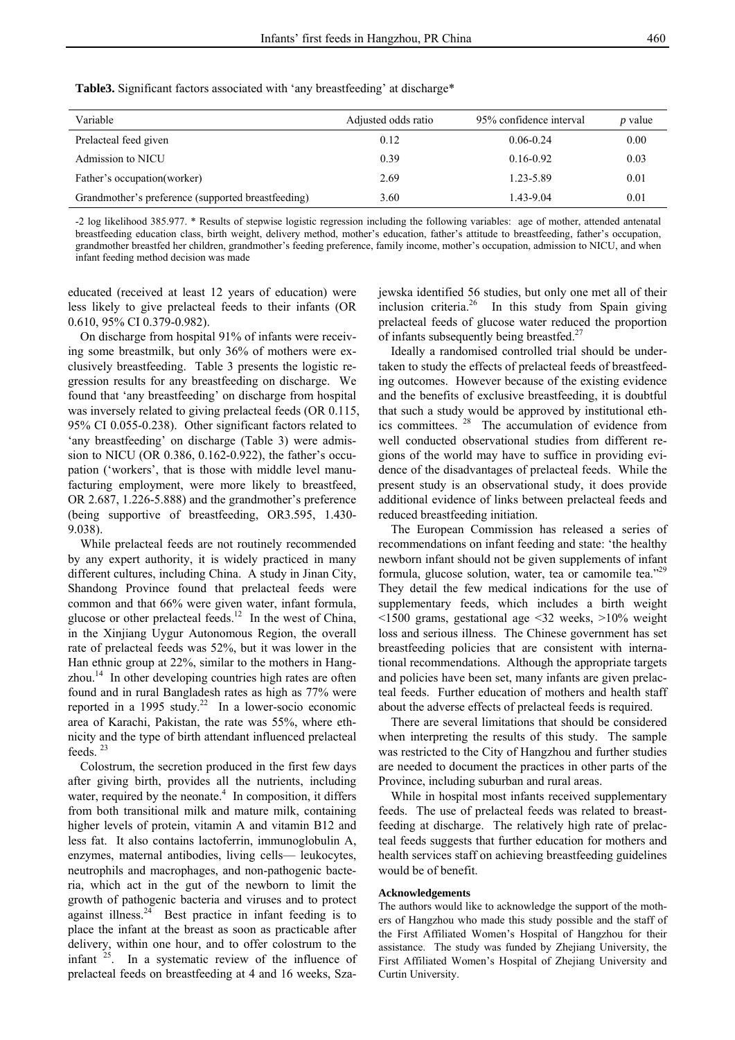**Table3.** Significant factors associated with 'any breastfeeding' at discharge*

| Variable | Adjusted odds ratio | 95% confidence interval | *p* value |
|---|---|---|---|
| Prelacteal feed given | 0.12 | 0.06-0.24 | 0.00 |
| Admission to NICU | 0.39 | 0.16-0.92 | 0.03 |
| Father's occupation(worker) | 2.69 | 1.23-5.89 | 0.01 |
| Grandmother's preference (supported breastfeeding) | 3.60 | 1.43-9.04 | 0.01 |

-2 log likelihood 385.977. * Results of stepwise logistic regression including the following variables: age of mother, attended antenatal breastfeeding education class, birth weight, delivery method, mother's education, father's attitude to breastfeeding, father's occupation, grandmother breastfed her children, grandmother's feeding preference, family income, mother's occupation, admission to NICU, and when infant feeding method decision was made

educated (received at least 12 years of education) were less likely to give prelacteal feeds to their infants (OR 0.610, 95% CI 0.379-0.982).

On discharge from hospital 91% of infants were receiving some breastmilk, but only 36% of mothers were exclusively breastfeeding. Table 3 presents the logistic regression results for any breastfeeding on discharge. We found that 'any breastfeeding' on discharge from hospital was inversely related to giving prelacteal feeds (OR 0.115, 95% CI 0.055-0.238). Other significant factors related to 'any breastfeeding' on discharge (Table 3) were admission to NICU (OR 0.386, 0.162-0.922), the father's occupation ('workers', that is those with middle level manufacturing employment, were more likely to breastfeed, OR 2.687, 1.226-5.888) and the grandmother's preference (being supportive of breastfeeding, OR3.595, 1.430-9.038).

While prelacteal feeds are not routinely recommended by any expert authority, it is widely practiced in many different cultures, including China. A study in Jinan City, Shandong Province found that prelacteal feeds were common and that 66% were given water, infant formula, glucose or other prelacteal feeds.[12] In the west of China, in the Xinjiang Uygur Autonomous Region, the overall rate of prelacteal feeds was 52%, but it was lower in the Han ethnic group at 22%, similar to the mothers in Hangzhou.[14] In other developing countries high rates are often found and in rural Bangladesh rates as high as 77% were reported in a 1995 study.[22] In a lower-socio economic area of Karachi, Pakistan, the rate was 55%, where ethnicity and the type of birth attendant influenced prelacteal feeds. [23]

Colostrum, the secretion produced in the first few days after giving birth, provides all the nutrients, including water, required by the neonate.[4] In composition, it differs from both transitional milk and mature milk, containing higher levels of protein, vitamin A and vitamin B12 and less fat. It also contains lactoferrin, immunoglobulin A, enzymes, maternal antibodies, living cells— leukocytes, neutrophils and macrophages, and non-pathogenic bacteria, which act in the gut of the newborn to limit the growth of pathogenic bacteria and viruses and to protect against illness.[24] Best practice in infant feeding is to place the infant at the breast as soon as practicable after delivery, within one hour, and to offer colostrum to the infant [25]. In a systematic review of the influence of prelacteal feeds on breastfeeding at 4 and 16 weeks, Szajewska identified 56 studies, but only one met all of their inclusion criteria.[26] In this study from Spain giving prelacteal feeds of glucose water reduced the proportion of infants subsequently being breastfed.[27]

Ideally a randomised controlled trial should be undertaken to study the effects of prelacteal feeds of breastfeeding outcomes. However because of the existing evidence and the benefits of exclusive breastfeeding, it is doubtful that such a study would be approved by institutional ethics committees. [28] The accumulation of evidence from well conducted observational studies from different regions of the world may have to suffice in providing evidence of the disadvantages of prelacteal feeds. While the present study is an observational study, it does provide additional evidence of links between prelacteal feeds and reduced breastfeeding initiation.

The European Commission has released a series of recommendations on infant feeding and state: 'the healthy newborn infant should not be given supplements of infant formula, glucose solution, water, tea or camomile tea.'[29] They detail the few medical indications for the use of supplementary feeds, which includes a birth weight <1500 grams, gestational age <32 weeks, >10% weight loss and serious illness. The Chinese government has set breastfeeding policies that are consistent with international recommendations. Although the appropriate targets and policies have been set, many infants are given prelacteal feeds. Further education of mothers and health staff about the adverse effects of prelacteal feeds is required.

There are several limitations that should be considered when interpreting the results of this study. The sample was restricted to the City of Hangzhou and further studies are needed to document the practices in other parts of the Province, including suburban and rural areas.

While in hospital most infants received supplementary feeds. The use of prelacteal feeds was related to breastfeeding at discharge. The relatively high rate of prelacteal feeds suggests that further education for mothers and health services staff on achieving breastfeeding guidelines would be of benefit.

#### Acknowledgements

The authors would like to acknowledge the support of the mothers of Hangzhou who made this study possible and the staff of the First Affiliated Women's Hospital of Hangzhou for their assistance. The study was funded by Zhejiang University, the First Affiliated Women's Hospital of Zhejiang University and Curtin University.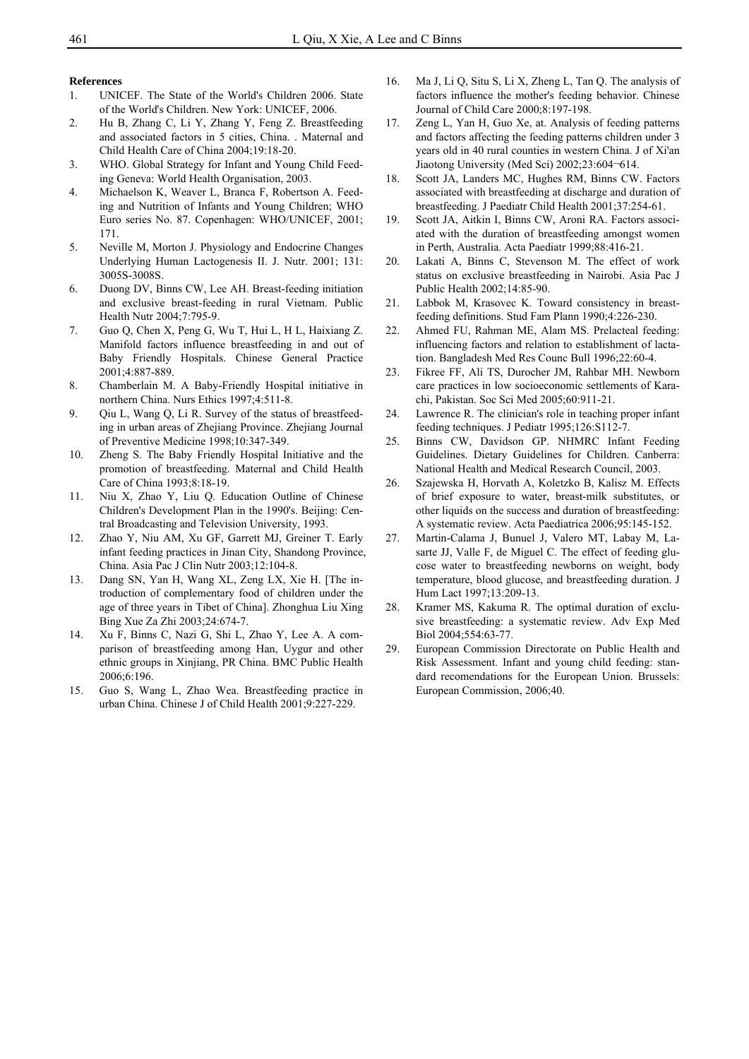**References**

1. UNICEF. The State of the World's Children 2006. State of the World's Children. New York: UNICEF, 2006.
2. Hu B, Zhang C, Li Y, Zhang Y, Feng Z. Breastfeeding and associated factors in 5 cities, China. . Maternal and Child Health Care of China 2004;19:18-20.
3. WHO. Global Strategy for Infant and Young Child Feeding Geneva: World Health Organisation, 2003.
4. Michaelson K, Weaver L, Branca F, Robertson A. Feeding and Nutrition of Infants and Young Children; WHO Euro series No. 87. Copenhagen: WHO/UNICEF, 2001; 171.
5. Neville M, Morton J. Physiology and Endocrine Changes Underlying Human Lactogenesis II. J. Nutr. 2001; 131: 3005S-3008S.
6. Duong DV, Binns CW, Lee AH. Breast-feeding initiation and exclusive breast-feeding in rural Vietnam. Public Health Nutr 2004;7:795-9.
7. Guo Q, Chen X, Peng G, Wu T, Hui L, H L, Haixiang Z. Manifold factors influence breastfeeding in and out of Baby Friendly Hospitals. Chinese General Practice 2001;4:887-889.
8. Chamberlain M. A Baby-Friendly Hospital initiative in northern China. Nurs Ethics 1997;4:511-8.
9. Qiu L, Wang Q, Li R. Survey of the status of breastfeeding in urban areas of Zhejiang Province. Zhejiang Journal of Preventive Medicine 1998;10:347-349.
10. Zheng S. The Baby Friendly Hospital Initiative and the promotion of breastfeeding. Maternal and Child Health Care of China 1993;8:18-19.
11. Niu X, Zhao Y, Liu Q. Education Outline of Chinese Children's Development Plan in the 1990's. Beijing: Central Broadcasting and Television University, 1993.
12. Zhao Y, Niu AM, Xu GF, Garrett MJ, Greiner T. Early infant feeding practices in Jinan City, Shandong Province, China. Asia Pac J Clin Nutr 2003;12:104-8.
13. Dang SN, Yan H, Wang XL, Zeng LX, Xie H. [The introduction of complementary food of children under the age of three years in Tibet of China]. Zhonghua Liu Xing Bing Xue Za Zhi 2003;24:674-7.
14. Xu F, Binns C, Nazi G, Shi L, Zhao Y, Lee A. A comparison of breastfeeding among Han, Uygur and other ethnic groups in Xinjiang, PR China. BMC Public Health 2006;6:196.
15. Guo S, Wang L, Zhao Wea. Breastfeeding practice in urban China. Chinese J of Child Health 2001;9:227-229.
16. Ma J, Li Q, Situ S, Li X, Zheng L, Tan Q. The analysis of factors influence the mother's feeding behavior. Chinese Journal of Child Care 2000;8:197-198.
17. Zeng L, Yan H, Guo Xe, at. Analysis of feeding patterns and factors affecting the feeding patterns children under 3 years old in 40 rural counties in western China. J of Xi'an Jiaotong University (Med Sci) 2002;23:604−614.
18. Scott JA, Landers MC, Hughes RM, Binns CW. Factors associated with breastfeeding at discharge and duration of breastfeeding. J Paediatr Child Health 2001;37:254-61.
19. Scott JA, Aitkin I, Binns CW, Aroni RA. Factors associated with the duration of breastfeeding amongst women in Perth, Australia. Acta Paediatr 1999;88:416-21.
20. Lakati A, Binns C, Stevenson M. The effect of work status on exclusive breastfeeding in Nairobi. Asia Pac J Public Health 2002;14:85-90.
21. Labbok M, Krasovec K. Toward consistency in breastfeeding definitions. Stud Fam Plann 1990;4:226-230.
22. Ahmed FU, Rahman ME, Alam MS. Prelacteal feeding: influencing factors and relation to establishment of lactation. Bangladesh Med Res Counc Bull 1996;22:60-4.
23. Fikree FF, Ali TS, Durocher JM, Rahbar MH. Newborn care practices in low socioeconomic settlements of Karachi, Pakistan. Soc Sci Med 2005;60:911-21.
24. Lawrence R. The clinician's role in teaching proper infant feeding techniques. J Pediatr 1995;126:S112-7.
25. Binns CW, Davidson GP. NHMRC Infant Feeding Guidelines. Dietary Guidelines for Children. Canberra: National Health and Medical Research Council, 2003.
26. Szajewska H, Horvath A, Koletzko B, Kalisz M. Effects of brief exposure to water, breast-milk substitutes, or other liquids on the success and duration of breastfeeding: A systematic review. Acta Paediatrica 2006;95:145-152.
27. Martin-Calama J, Bunuel J, Valero MT, Labay M, Lasarte JJ, Valle F, de Miguel C. The effect of feeding glucose water to breastfeeding newborns on weight, body temperature, blood glucose, and breastfeeding duration. J Hum Lact 1997;13:209-13.
28. Kramer MS, Kakuma R. The optimal duration of exclusive breastfeeding: a systematic review. Adv Exp Med Biol 2004;554:63-77.
29. European Commission Directorate on Public Health and Risk Assessment. Infant and young child feeding: standard recomendations for the European Union. Brussels: European Commission, 2006;40.